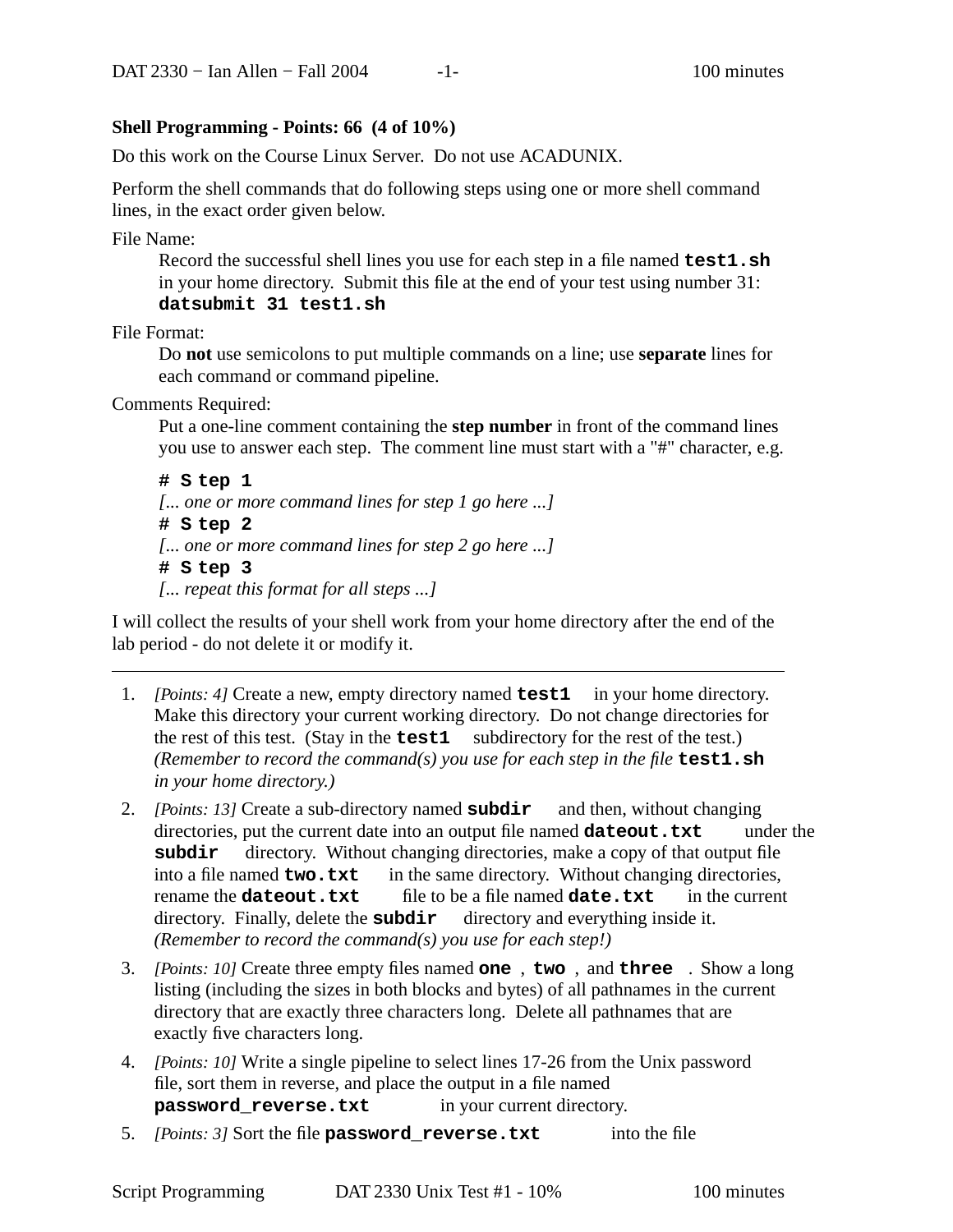**Shell Programming - Points: 66 (4 of 10%)**

Do this work on the Course Linux Server. Do not use ACADUNIX.

Perform the shell commands that do following steps using one or more shell command lines, in the exact order given below.

File Name:

Record the successful shell lines you use for each step in a file named **test1.sh** in your home directory. Submit this file at the end of your test using number 31: **datsubmit 31 test1.sh**

File Format:

Do **not** use semicolons to put multiple commands on a line; use **separate** lines for each command or command pipeline.

Comments Required:

Put a one-line comment containing the **step number** in front of the command lines you use to answer each step. The comment line must start with a "#" character, e.g.

```
# Step 1
```
*[... one or more command lines for step 1 go here ...]*
```
# Step 2
```
*[... one or more command lines for step 2 go here ...]*
```
# Step 3
```
*[... repeat this format for all steps ...]*

I will collect the results of your shell work from your home directory after the end of the lab period - do not delete it or modify it.

---

1. *[Points: 4]* Create a new, empty directory named **test1** in your home directory. Make this directory your current working directory. Do not change directories for the rest of this test. (Stay in the **test1** subdirectory for the rest of the test.) *(Remember to record the command(s) you use for each step in the file* **test1.sh** *in your home directory.)*
2. *[Points: 13]* Create a sub-directory named **subdir** and then, without changing directories, put the current date into an output file named **dateout.txt** under the **subdir** directory. Without changing directories, make a copy of that output file into a file named **two.txt** in the same directory. Without changing directories, rename the **dateout.txt** file to be a file named **date.txt** in the current directory. Finally, delete the **subdir** directory and everything inside it. *(Remember to record the command(s) you use for each step!)*
3. *[Points: 10]* Create three empty files named **one** , **two** , and **three** . Show a long listing (including the sizes in both blocks and bytes) of all pathnames in the current directory that are exactly three characters long. Delete all pathnames that are exactly five characters long.
4. *[Points: 10]* Write a single pipeline to select lines 17-26 from the Unix password file, sort them in reverse, and place the output in a file named **password_reverse.txt** in your current directory.
5. *[Points: 3]* Sort the file **password_reverse.txt** into the file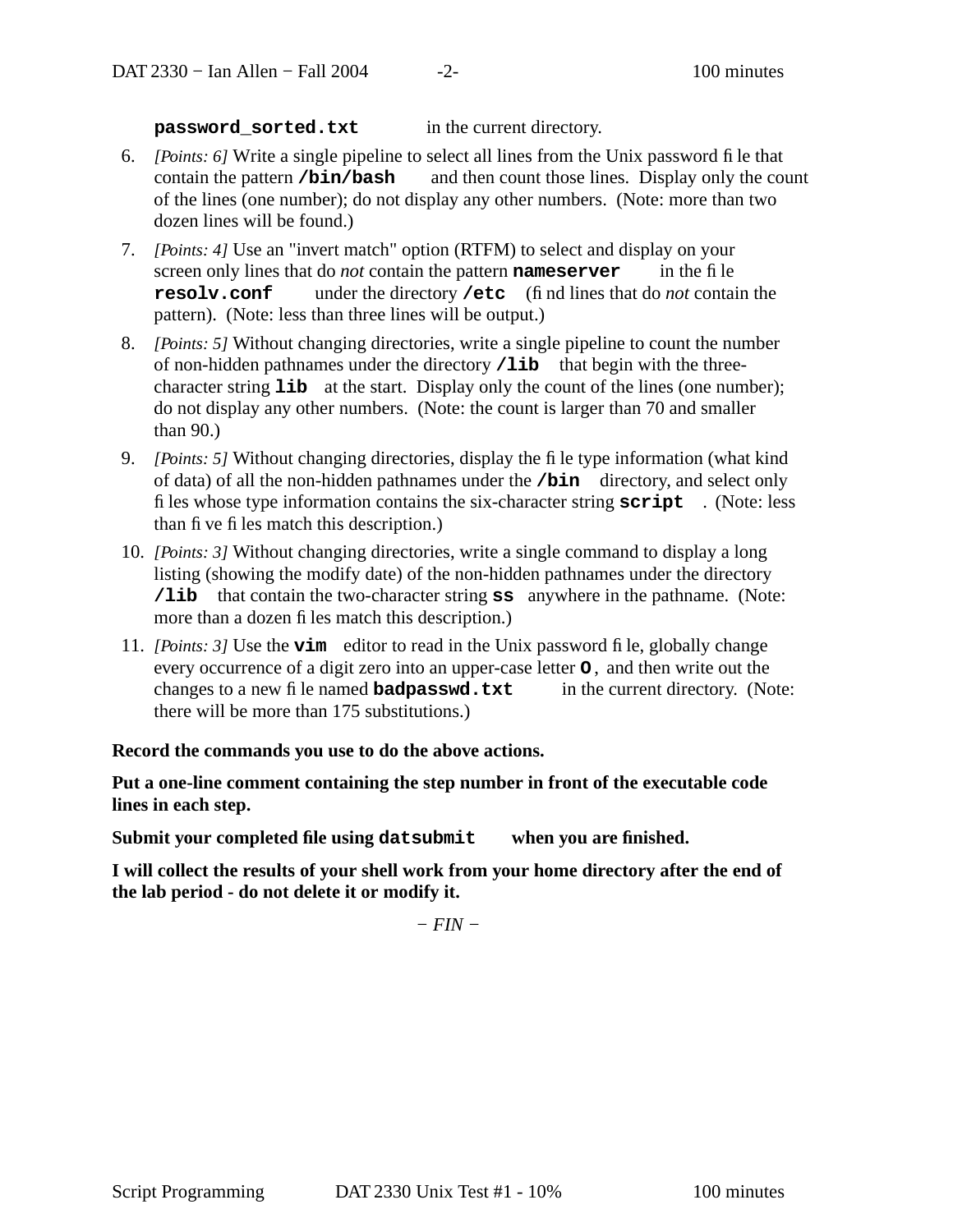**password_sorted.txt** in the current directory.

6. *[Points: 6]* Write a single pipeline to select all lines from the Unix password file that contain the pattern **/bin/bash** and then count those lines. Display only the count of the lines (one number); do not display any other numbers. (Note: more than two dozen lines will be found.)
7. *[Points: 4]* Use an "invert match" option (RTFM) to select and display on your screen only lines that do *not* contain the pattern **nameserver** in the file **resolv.conf** under the directory **/etc** (find lines that do *not* contain the pattern). (Note: less than three lines will be output.)
8. *[Points: 5]* Without changing directories, write a single pipeline to count the number of non-hidden pathnames under the directory **/lib** that begin with the three-character string **lib** at the start. Display only the count of the lines (one number); do not display any other numbers. (Note: the count is larger than 70 and smaller than 90.)
9. *[Points: 5]* Without changing directories, display the file type information (what kind of data) of all the non-hidden pathnames under the **/bin** directory, and select only files whose type information contains the six-character string **script** . (Note: less than five files match this description.)
10. *[Points: 3]* Without changing directories, write a single command to display a long listing (showing the modify date) of the non-hidden pathnames under the directory **/lib** that contain the two-character string **ss** anywhere in the pathname. (Note: more than a dozen files match this description.)
11. *[Points: 3]* Use the **vim** editor to read in the Unix password file, globally change every occurrence of a digit zero into an upper-case letter **O**, and then write out the changes to a new file named **badpasswd.txt** in the current directory. (Note: there will be more than 175 substitutions.)

**Record the commands you use to do the above actions.**

**Put a one-line comment containing the step number in front of the executable code lines in each step.**

**Submit your completed file using datsubmit when you are finished.**

**I will collect the results of your shell work from your home directory after the end of the lab period - do not delete it or modify it.**

− *FIN* −